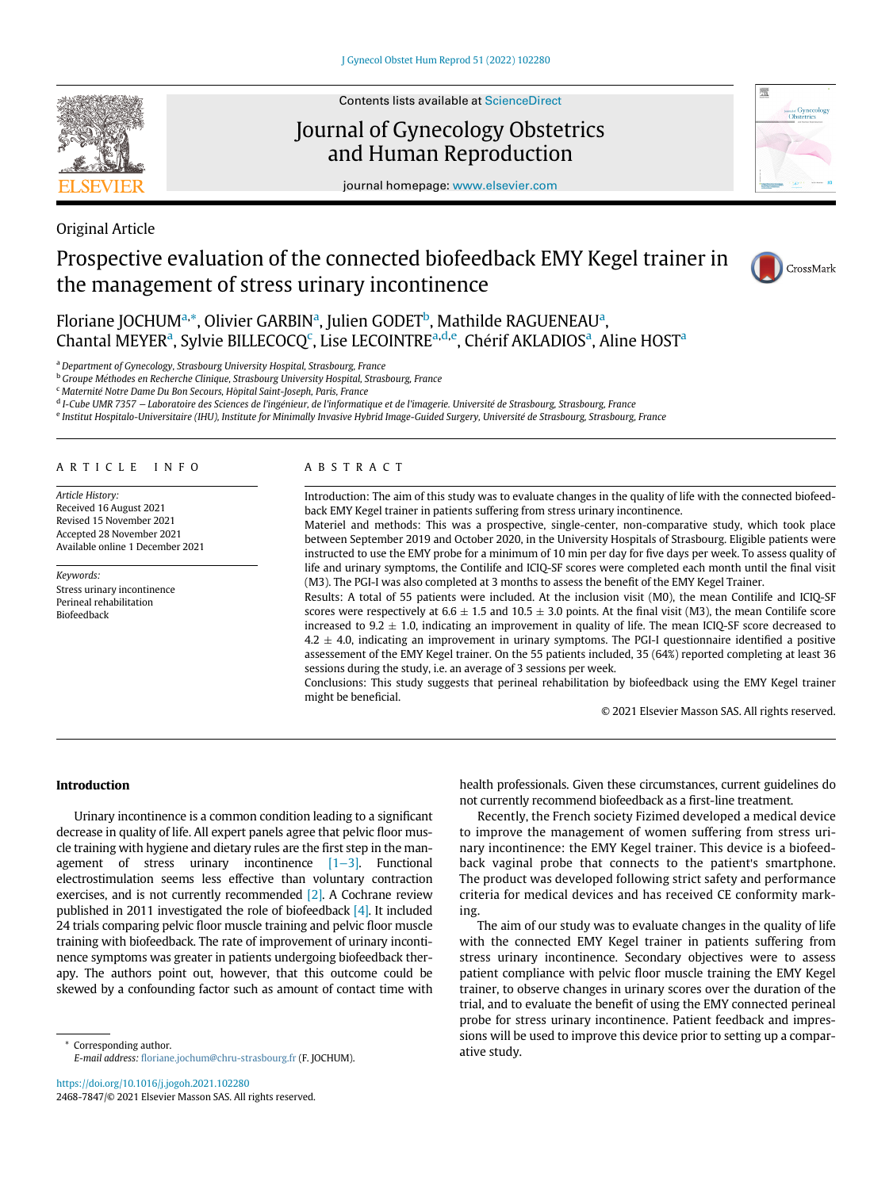Original Article

# Prospective evaluation of the connected biofeedback EMY Kegel trainer in the management of stress urinary incontinence

Floriane JOCHUM[a,*], Olivier GARBIN[a], Julien GODET[b], Mathilde RAGUENEAU[a], Chantal MEYER[a], Sylvie BILLECOCQ[c], Lise LECOINTRE[a,d,e], Chérif AKLADIOS[a], Aline HOST[a]

[a] Department of Gynecology, Strasbourg University Hospital, Strasbourg, France
[b] Groupe Méthodes en Recherche Clinique, Strasbourg University Hospital, Strasbourg, France
[c] Maternité Notre Dame Du Bon Secours, Hôpital Saint-Joseph, Paris, France
[d] I-Cube UMR 7357 – Laboratoire des Sciences de l'ingénieur, de l'informatique et de l'imagerie. Université de Strasbourg, Strasbourg, France
[e] Institut Hospitalo-Universitaire (IHU), Institute for Minimally Invasive Hybrid Image-Guided Surgery, Université de Strasbourg, Strasbourg, France

## ARTICLE INFO

*Article History:*
Received 16 August 2021
Revised 15 November 2021
Accepted 28 November 2021
Available online 1 December 2021

*Keywords:*
Stress urinary incontinence
Perineal rehabilitation
Biofeedback

## ABSTRACT

Introduction: The aim of this study was to evaluate changes in the quality of life with the connected biofeedback EMY Kegel trainer in patients suffering from stress urinary incontinence.

Materiel and methods: This was a prospective, single-center, non-comparative study, which took place between September 2019 and October 2020, in the University Hospitals of Strasbourg. Eligible patients were instructed to use the EMY probe for a minimum of 10 min per day for five days per week. To assess quality of life and urinary symptoms, the Contilife and ICIQ-SF scores were completed each month until the final visit (M3). The PGI-I was also completed at 3 months to assess the benefit of the EMY Kegel Trainer.

Results: A total of 55 patients were included. At the inclusion visit (M0), the mean Contilife and ICIQ-SF scores were respectively at 6.6 ± 1.5 and 10.5 ± 3.0 points. At the final visit (M3), the mean Contilife score increased to 9.2 ± 1.0, indicating an improvement in quality of life. The mean ICIQ-SF score decreased to 4.2 ± 4.0, indicating an improvement in urinary symptoms. The PGI-I questionnaire identified a positive assessement of the EMY Kegel trainer. On the 55 patients included, 35 (64%) reported completing at least 36 sessions during the study, i.e. an average of 3 sessions per week.

Conclusions: This study suggests that perineal rehabilitation by biofeedback using the EMY Kegel trainer might be beneficial.

© 2021 Elsevier Masson SAS. All rights reserved.

## Introduction

Urinary incontinence is a common condition leading to a significant decrease in quality of life. All expert panels agree that pelvic floor muscle training with hygiene and dietary rules are the first step in the management of stress urinary incontinence [1–3]. Functional electrostimulation seems less effective than voluntary contraction exercises, and is not currently recommended [2]. A Cochrane review published in 2011 investigated the role of biofeedback [4]. It included 24 trials comparing pelvic floor muscle training and pelvic floor muscle training with biofeedback. The rate of improvement of urinary incontinence symptoms was greater in patients undergoing biofeedback therapy. The authors point out, however, that this outcome could be skewed by a confounding factor such as amount of contact time with health professionals. Given these circumstances, current guidelines do not currently recommend biofeedback as a first-line treatment.

Recently, the French society Fizimed developed a medical device to improve the management of women suffering from stress urinary incontinence: the EMY Kegel trainer. This device is a biofeedback vaginal probe that connects to the patient's smartphone. The product was developed following strict safety and performance criteria for medical devices and has received CE conformity marking.

The aim of our study was to evaluate changes in the quality of life with the connected EMY Kegel trainer in patients suffering from stress urinary incontinence. Secondary objectives were to assess patient compliance with pelvic floor muscle training the EMY Kegel trainer, to observe changes in urinary scores over the duration of the trial, and to evaluate the benefit of using the EMY connected perineal probe for stress urinary incontinence. Patient feedback and impressions will be used to improve this device prior to setting up a comparative study.

* Corresponding author.
*E-mail address:* floriane.jochum@chru-strasbourg.fr (F. JOCHUM).

https://doi.org/10.1016/j.jogoh.2021.102280
2468-7847/© 2021 Elsevier Masson SAS. All rights reserved.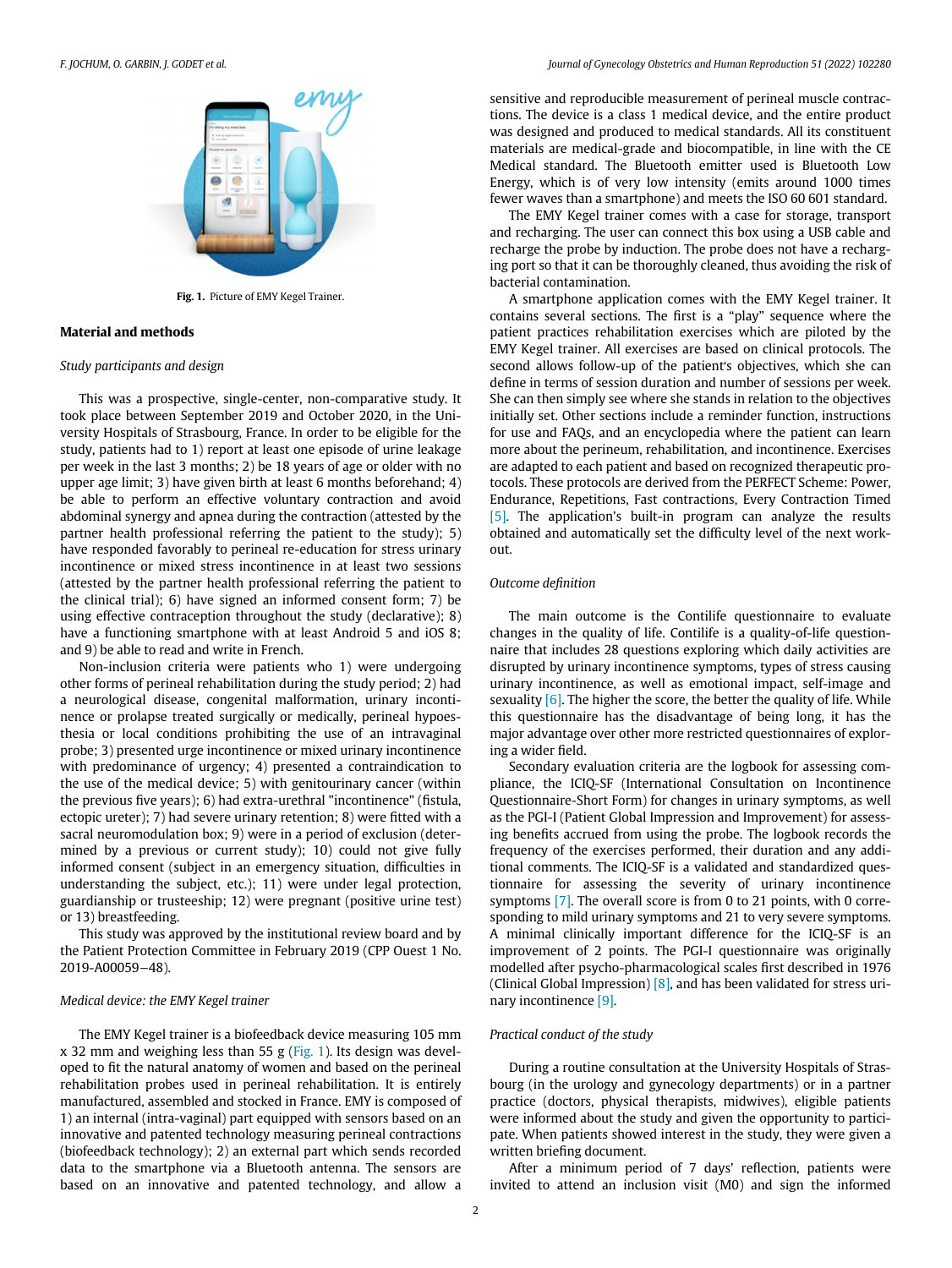Fig. 1. Picture of EMY Kegel Trainer.

## Material and methods

### *Study participants and design*

This was a prospective, single-center, non-comparative study. It took place between September 2019 and October 2020, in the University Hospitals of Strasbourg, France. In order to be eligible for the study, patients had to 1) report at least one episode of urine leakage per week in the last 3 months; 2) be 18 years of age or older with no upper age limit; 3) have given birth at least 6 months beforehand; 4) be able to perform an effective voluntary contraction and avoid abdominal synergy and apnea during the contraction (attested by the partner health professional referring the patient to the study); 5) have responded favorably to perineal re-education for stress urinary incontinence or mixed stress incontinence in at least two sessions (attested by the partner health professional referring the patient to the clinical trial); 6) have signed an informed consent form; 7) be using effective contraception throughout the study (declarative); 8) have a functioning smartphone with at least Android 5 and iOS 8; and 9) be able to read and write in French.

Non-inclusion criteria were patients who 1) were undergoing other forms of perineal rehabilitation during the study period; 2) had a neurological disease, congenital malformation, urinary incontinence or prolapse treated surgically or medically, perineal hypoesthesia or local conditions prohibiting the use of an intravaginal probe; 3) presented urge incontinence or mixed urinary incontinence with predominance of urgency; 4) presented a contraindication to the use of the medical device; 5) with genitourinary cancer (within the previous five years); 6) had extra-urethral "incontinence" (fistula, ectopic ureter); 7) had severe urinary retention; 8) were fitted with a sacral neuromodulation box; 9) were in a period of exclusion (determined by a previous or current study); 10) could not give fully informed consent (subject in an emergency situation, difficulties in understanding the subject, etc.); 11) were under legal protection, guardianship or trusteeship; 12) were pregnant (positive urine test) or 13) breastfeeding.

This study was approved by the institutional review board and by the Patient Protection Committee in February 2019 (CPP Ouest 1 No. 2019-A00059−48).

### *Medical device: the EMY Kegel trainer*

The EMY Kegel trainer is a biofeedback device measuring 105 mm x 32 mm and weighing less than 55 g (Fig. 1). Its design was developed to fit the natural anatomy of women and based on the perineal rehabilitation probes used in perineal rehabilitation. It is entirely manufactured, assembled and stocked in France. EMY is composed of 1) an internal (intra-vaginal) part equipped with sensors based on an innovative and patented technology measuring perineal contractions (biofeedback technology); 2) an external part which sends recorded data to the smartphone via a Bluetooth antenna. The sensors are based on an innovative and patented technology, and allow a sensitive and reproducible measurement of perineal muscle contractions. The device is a class 1 medical device, and the entire product was designed and produced to medical standards. All its constituent materials are medical-grade and biocompatible, in line with the CE Medical standard. The Bluetooth emitter used is Bluetooth Low Energy, which is of very low intensity (emits around 1000 times fewer waves than a smartphone) and meets the ISO 60 601 standard.

The EMY Kegel trainer comes with a case for storage, transport and recharging. The user can connect this box using a USB cable and recharge the probe by induction. The probe does not have a recharging port so that it can be thoroughly cleaned, thus avoiding the risk of bacterial contamination.

A smartphone application comes with the EMY Kegel trainer. It contains several sections. The first is a "play" sequence where the patient practices rehabilitation exercises which are piloted by the EMY Kegel trainer. All exercises are based on clinical protocols. The second allows follow-up of the patient's objectives, which she can define in terms of session duration and number of sessions per week. She can then simply see where she stands in relation to the objectives initially set. Other sections include a reminder function, instructions for use and FAQs, and an encyclopedia where the patient can learn more about the perineum, rehabilitation, and incontinence. Exercises are adapted to each patient and based on recognized therapeutic protocols. These protocols are derived from the PERFECT Scheme: Power, Endurance, Repetitions, Fast contractions, Every Contraction Timed [5]. The application's built-in program can analyze the results obtained and automatically set the difficulty level of the next workout.

### *Outcome definition*

The main outcome is the Contilife questionnaire to evaluate changes in the quality of life. Contilife is a quality-of-life questionnaire that includes 28 questions exploring which daily activities are disrupted by urinary incontinence symptoms, types of stress causing urinary incontinence, as well as emotional impact, self-image and sexuality [6]. The higher the score, the better the quality of life. While this questionnaire has the disadvantage of being long, it has the major advantage over other more restricted questionnaires of exploring a wider field.

Secondary evaluation criteria are the logbook for assessing compliance, the ICIQ-SF (International Consultation on Incontinence Questionnaire-Short Form) for changes in urinary symptoms, as well as the PGI-I (Patient Global Impression and Improvement) for assessing benefits accrued from using the probe. The logbook records the frequency of the exercises performed, their duration and any additional comments. The ICIQ-SF is a validated and standardized questionnaire for assessing the severity of urinary incontinence symptoms [7]. The overall score is from 0 to 21 points, with 0 corresponding to mild urinary symptoms and 21 to very severe symptoms. A minimal clinically important difference for the ICIQ-SF is an improvement of 2 points. The PGI-I questionnaire was originally modelled after psycho-pharmacological scales first described in 1976 (Clinical Global Impression) [8], and has been validated for stress urinary incontinence [9].

### *Practical conduct of the study*

During a routine consultation at the University Hospitals of Strasbourg (in the urology and gynecology departments) or in a partner practice (doctors, physical therapists, midwives), eligible patients were informed about the study and given the opportunity to participate. When patients showed interest in the study, they were given a written briefing document.

After a minimum period of 7 days' reflection, patients were invited to attend an inclusion visit (M0) and sign the informed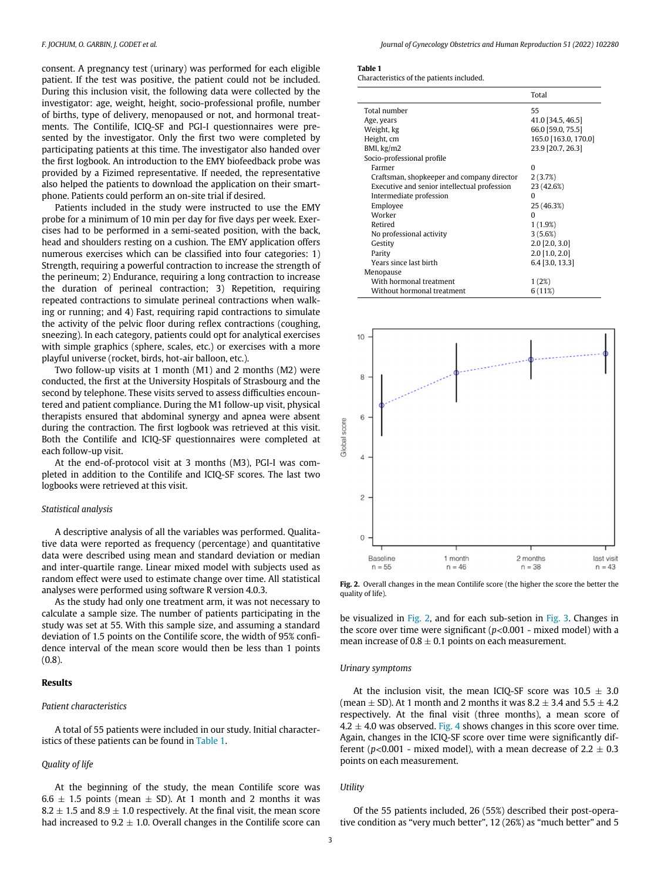consent. A pregnancy test (urinary) was performed for each eligible patient. If the test was positive, the patient could not be included. During this inclusion visit, the following data were collected by the investigator: age, weight, height, socio-professional profile, number of births, type of delivery, menopaused or not, and hormonal treatments. The Contilife, ICIQ-SF and PGI-I questionnaires were presented by the investigator. Only the first two were completed by participating patients at this time. The investigator also handed over the first logbook. An introduction to the EMY biofeedback probe was provided by a Fizimed representative. If needed, the representative also helped the patients to download the application on their smartphone. Patients could perform an on-site trial if desired.

Patients included in the study were instructed to use the EMY probe for a minimum of 10 min per day for five days per week. Exercises had to be performed in a semi-seated position, with the back, head and shoulders resting on a cushion. The EMY application offers numerous exercises which can be classified into four categories: 1) Strength, requiring a powerful contraction to increase the strength of the perineum; 2) Endurance, requiring a long contraction to increase the duration of perineal contraction; 3) Repetition, requiring repeated contractions to simulate perineal contractions when walking or running; and 4) Fast, requiring rapid contractions to simulate the activity of the pelvic floor during reflex contractions (coughing, sneezing). In each category, patients could opt for analytical exercises with simple graphics (sphere, scales, etc.) or exercises with a more playful universe (rocket, birds, hot-air balloon, etc.).

Two follow-up visits at 1 month (M1) and 2 months (M2) were conducted, the first at the University Hospitals of Strasbourg and the second by telephone. These visits served to assess difficulties encountered and patient compliance. During the M1 follow-up visit, physical therapists ensured that abdominal synergy and apnea were absent during the contraction. The first logbook was retrieved at this visit. Both the Contilife and ICIQ-SF questionnaires were completed at each follow-up visit.

At the end-of-protocol visit at 3 months (M3), PGI-I was completed in addition to the Contilife and ICIQ-SF scores. The last two logbooks were retrieved at this visit.

*Statistical analysis*

A descriptive analysis of all the variables was performed. Qualitative data were reported as frequency (percentage) and quantitative data were described using mean and standard deviation or median and inter-quartile range. Linear mixed model with subjects used as random effect were used to estimate change over time. All statistical analyses were performed using software R version 4.0.3.

As the study had only one treatment arm, it was not necessary to calculate a sample size. The number of patients participating in the study was set at 55. With this sample size, and assuming a standard deviation of 1.5 points on the Contilife score, the width of 95% confidence interval of the mean score would then be less than 1 points (0.8).

## Results

*Patient characteristics*

A total of 55 patients were included in our study. Initial characteristics of these patients can be found in Table 1.

**Table 1**
Characteristics of the patients included.

| | Total |
|---|---|
| Total number | 55 |
| Age, years | 41.0 [34.5, 46.5] |
| Weight, kg | 66.0 [59.0, 75.5] |
| Height, cm | 165.0 [163.0, 170.0] |
| BMI, kg/m2 | 23.9 [20.7, 26.3] |
| Socio-professional profile | |
| Farmer | 0 |
| Craftsman, shopkeeper and company director | 2 (3.7%) |
| Executive and senior intellectual profession | 23 (42.6%) |
| Intermediate profession | 0 |
| Employee | 25 (46.3%) |
| Worker | 0 |
| Retired | 1 (1.9%) |
| No professional activity | 3 (5.6%) |
| Gestity | 2.0 [2.0, 3.0] |
| Parity | 2.0 [1.0, 2.0] |
| Years since last birth | 6.4 [3.0, 13.3] |
| Menopause | |
| With hormonal treatment | 1 (2%) |
| Without hormonal treatment | 6 (11%) |

*Quality of life*

At the beginning of the study, the mean Contilife score was 6.6 ± 1.5 points (mean ± SD). At 1 month and 2 months it was 8.2 ± 1.5 and 8.9 ± 1.0 respectively. At the final visit, the mean score had increased to 9.2 ± 1.0. Overall changes in the Contilife score can be visualized in Fig. 2, and for each sub-setion in Fig. 3. Changes in the score over time were significant ($p$<0.001 - mixed model) with a mean increase of 0.8 ± 0.1 points on each measurement.

**Fig. 2.** Overall changes in the mean Contilife score (the higher the score the better the quality of life).

*Urinary symptoms*

At the inclusion visit, the mean ICIQ-SF score was 10.5 ± 3.0 (mean ± SD). At 1 month and 2 months it was 8.2 ± 3.4 and 5.5 ± 4.2 respectively. At the final visit (three months), a mean score of 4.2 ± 4.0 was observed. Fig. 4 shows changes in this score over time. Again, changes in the ICIQ-SF score over time were significantly different ($p$<0.001 - mixed model), with a mean decrease of 2.2 ± 0.3 points on each measurement.

*Utility*

Of the 55 patients included, 26 (55%) described their post-operative condition as “very much better”, 12 (26%) as “much better” and 5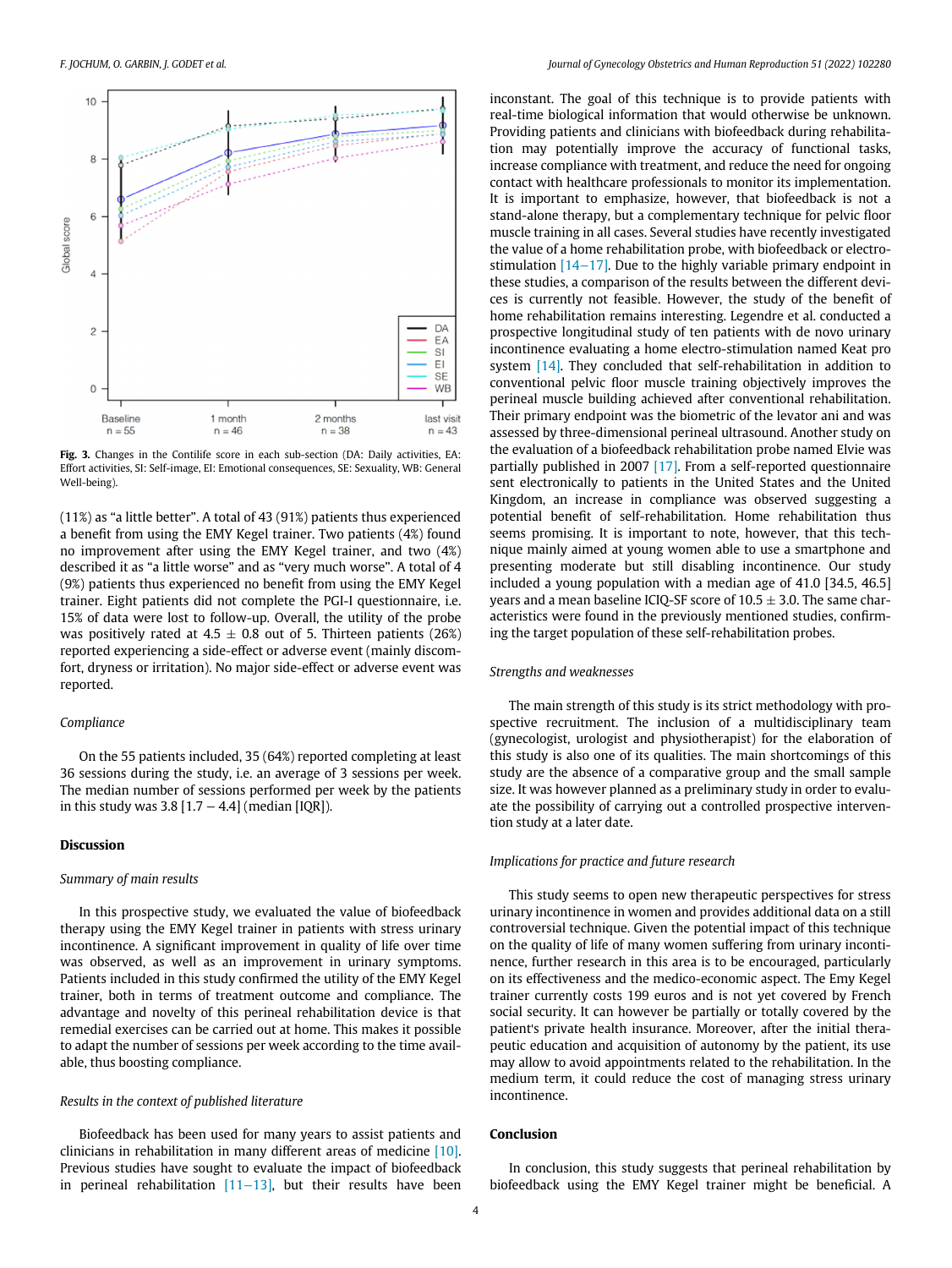**Fig. 3.** Changes in the Contilife score in each sub-section (DA: Daily activities, EA: Effort activities, SI: Self-image, EI: Emotional consequences, SE: Sexuality, WB: General Well-being).

(11%) as "a little better". A total of 43 (91%) patients thus experienced a benefit from using the EMY Kegel trainer. Two patients (4%) found no improvement after using the EMY Kegel trainer, and two (4%) described it as "a little worse" and as "very much worse". A total of 4 (9%) patients thus experienced no benefit from using the EMY Kegel trainer. Eight patients did not complete the PGI-I questionnaire, i.e. 15% of data were lost to follow-up. Overall, the utility of the probe was positively rated at 4.5 ± 0.8 out of 5. Thirteen patients (26%) reported experiencing a side-effect or adverse event (mainly discomfort, dryness or irritation). No major side-effect or adverse event was reported.

### Compliance

On the 55 patients included, 35 (64%) reported completing at least 36 sessions during the study, i.e. an average of 3 sessions per week. The median number of sessions performed per week by the patients in this study was 3.8 [1.7 – 4.4] (median [IQR]).

## Discussion

### Summary of main results

In this prospective study, we evaluated the value of biofeedback therapy using the EMY Kegel trainer in patients with stress urinary incontinence. A significant improvement in quality of life over time was observed, as well as an improvement in urinary symptoms. Patients included in this study confirmed the utility of the EMY Kegel trainer, both in terms of treatment outcome and compliance. The advantage and novelty of this perineal rehabilitation device is that remedial exercises can be carried out at home. This makes it possible to adapt the number of sessions per week according to the time available, thus boosting compliance.

### Results in the context of published literature

Biofeedback has been used for many years to assist patients and clinicians in rehabilitation in many different areas of medicine [10]. Previous studies have sought to evaluate the impact of biofeedback in perineal rehabilitation [11–13], but their results have been inconstant. The goal of this technique is to provide patients with real-time biological information that would otherwise be unknown. Providing patients and clinicians with biofeedback during rehabilitation may potentially improve the accuracy of functional tasks, increase compliance with treatment, and reduce the need for ongoing contact with healthcare professionals to monitor its implementation. It is important to emphasize, however, that biofeedback is not a stand-alone therapy, but a complementary technique for pelvic floor muscle training in all cases. Several studies have recently investigated the value of a home rehabilitation probe, with biofeedback or electrostimulation [14–17]. Due to the highly variable primary endpoint in these studies, a comparison of the results between the different devices is currently not feasible. However, the study of the benefit of home rehabilitation remains interesting. Legendre et al. conducted a prospective longitudinal study of ten patients with de novo urinary incontinence evaluating a home electro-stimulation named Keat pro system [14]. They concluded that self-rehabilitation in addition to conventional pelvic floor muscle training objectively improves the perineal muscle building achieved after conventional rehabilitation. Their primary endpoint was the biometric of the levator ani and was assessed by three-dimensional perineal ultrasound. Another study on the evaluation of a biofeedback rehabilitation probe named Elvie was partially published in 2007 [17]. From a self-reported questionnaire sent electronically to patients in the United States and the United Kingdom, an increase in compliance was observed suggesting a potential benefit of self-rehabilitation. Home rehabilitation thus seems promising. It is important to note, however, that this technique mainly aimed at young women able to use a smartphone and presenting moderate but still disabling incontinence. Our study included a young population with a median age of 41.0 [34.5, 46.5] years and a mean baseline ICIQ-SF score of 10.5 ± 3.0. The same characteristics were found in the previously mentioned studies, confirming the target population of these self-rehabilitation probes.

### Strengths and weaknesses

The main strength of this study is its strict methodology with prospective recruitment. The inclusion of a multidisciplinary team (gynecologist, urologist and physiotherapist) for the elaboration of this study is also one of its qualities. The main shortcomings of this study are the absence of a comparative group and the small sample size. It was however planned as a preliminary study in order to evaluate the possibility of carrying out a controlled prospective intervention study at a later date.

### Implications for practice and future research

This study seems to open new therapeutic perspectives for stress urinary incontinence in women and provides additional data on a still controversial technique. Given the potential impact of this technique on the quality of life of many women suffering from urinary incontinence, further research in this area is to be encouraged, particularly on its effectiveness and the medico-economic aspect. The Emy Kegel trainer currently costs 199 euros and is not yet covered by French social security. It can however be partially or totally covered by the patient's private health insurance. Moreover, after the initial therapeutic education and acquisition of autonomy by the patient, its use may allow to avoid appointments related to the rehabilitation. In the medium term, it could reduce the cost of managing stress urinary incontinence.

## Conclusion

In conclusion, this study suggests that perineal rehabilitation by biofeedback using the EMY Kegel trainer might be beneficial. A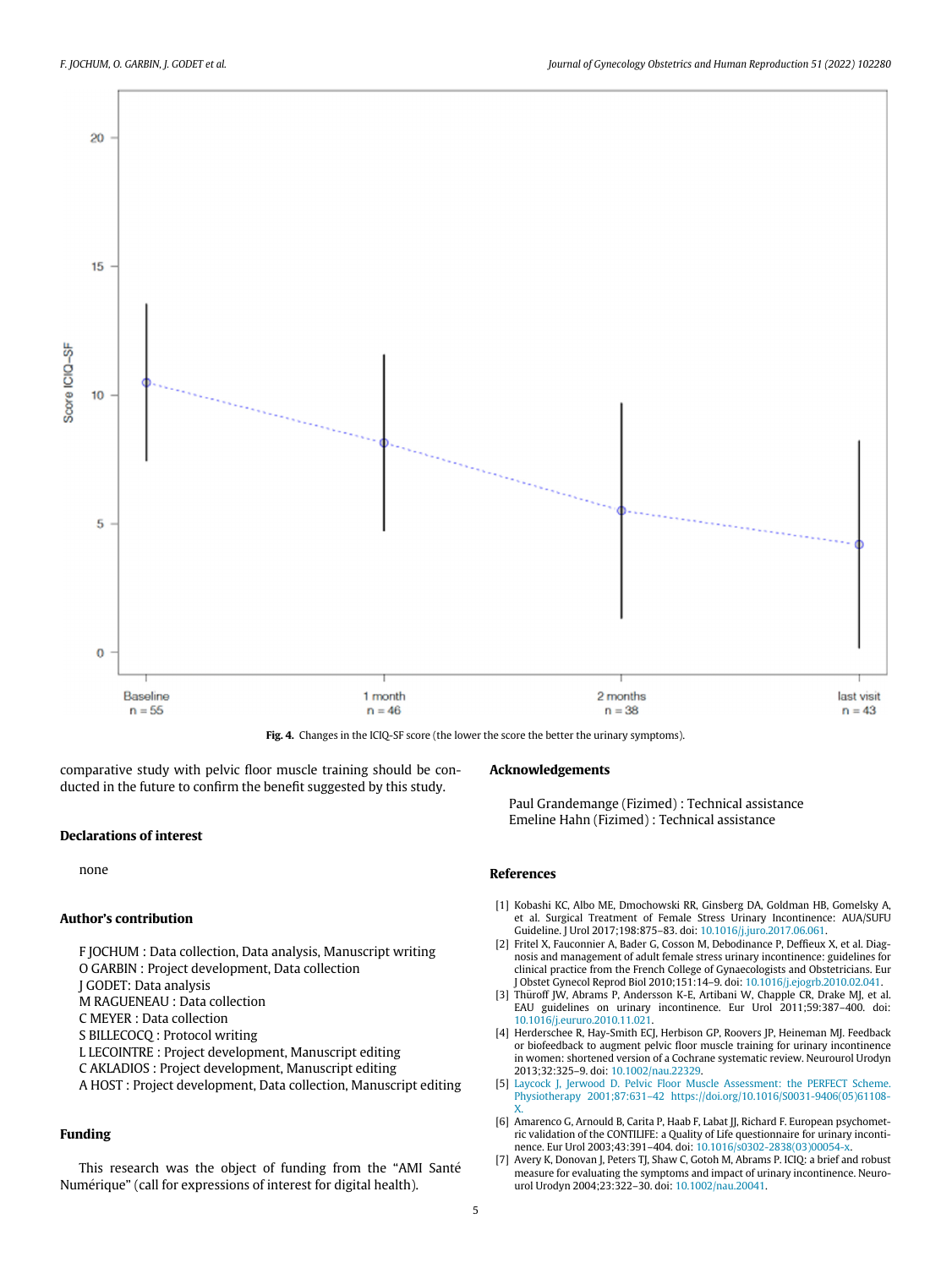Fig. 4. Changes in the ICIQ-SF score (the lower the score the better the urinary symptoms).

comparative study with pelvic floor muscle training should be conducted in the future to confirm the benefit suggested by this study.

## Declarations of interest

none

## Author's contribution

F JOCHUM : Data collection, Data analysis, Manuscript writing
O GARBIN : Project development, Data collection
J GODET: Data analysis
M RAGUENEAU : Data collection
C MEYER : Data collection
S BILLECOCQ : Protocol writing
L LECOINTRE : Project development, Manuscript editing
C AKLADIOS : Project development, Manuscript editing
A HOST : Project development, Data collection, Manuscript editing

## Funding

This research was the object of funding from the "AMI Santé Numérique" (call for expressions of interest for digital health).

## Acknowledgements

Paul Grandemange (Fizimed) : Technical assistance
Emeline Hahn (Fizimed) : Technical assistance

## References

[1] Kobashi KC, Albo ME, Dmochowski RR, Ginsberg DA, Goldman HB, Gomelsky A, et al. Surgical Treatment of Female Stress Urinary Incontinence: AUA/SUFU Guideline. J Urol 2017;198:875–83. doi: 10.1016/j.juro.2017.06.061.

[2] Fritel X, Fauconnier A, Bader G, Cosson M, Debodinance P, Deffieux X, et al. Diagnosis and management of adult female stress urinary incontinence: guidelines for clinical practice from the French College of Gynaecologists and Obstetricians. Eur J Obstet Gynecol Reprod Biol 2010;151:14–9. doi: 10.1016/j.ejogrb.2010.02.041.

[3] Thüroff JW, Abrams P, Andersson K-E, Artibani W, Chapple CR, Drake MJ, et al. EAU guidelines on urinary incontinence. Eur Urol 2011;59:387–400. doi: 10.1016/j.eururo.2010.11.021.

[4] Herderschee R, Hay-Smith ECJ, Herbison GP, Roovers JP, Heineman MJ. Feedback or biofeedback to augment pelvic floor muscle training for urinary incontinence in women: shortened version of a Cochrane systematic review. Neurourol Urodyn 2013;32:325–9. doi: 10.1002/nau.22329.

[5] Laycock J, Jerwood D. Pelvic Floor Muscle Assessment: the PERFECT Scheme. Physiotherapy 2001;87:631–42 https://doi.org/10.1016/S0031-9406(05)61108-X.

[6] Amarenco G, Arnould B, Carita P, Haab F, Labat JJ, Richard F. European psychometric validation of the CONTILIFE: a Quality of Life questionnaire for urinary incontinence. Eur Urol 2003;43:391–404. doi: 10.1016/s0302-2838(03)00054-x.

[7] Avery K, Donovan J, Peters TJ, Shaw C, Gotoh M, Abrams P. ICIQ: a brief and robust measure for evaluating the symptoms and impact of urinary incontinence. Neurourol Urodyn 2004;23:322–30. doi: 10.1002/nau.20041.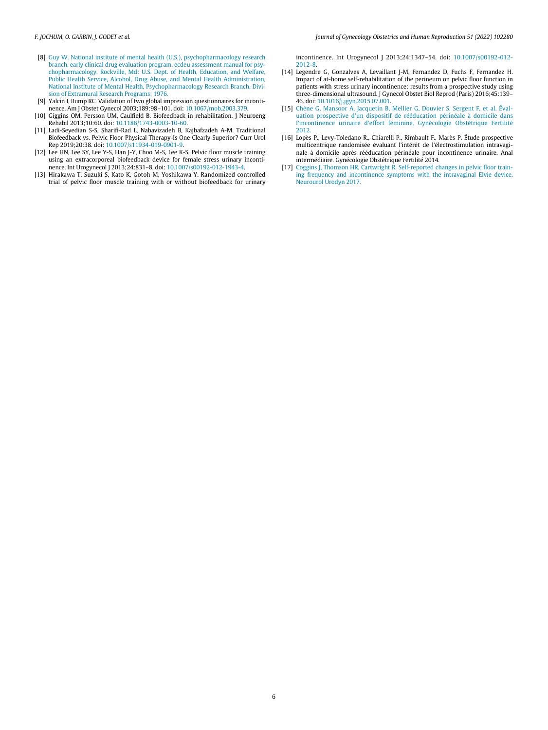[8] Guy W. National institute of mental health (U.S.), psychopharmacology research branch, early clinical drug evaluation program. ecdeu assessment manual for psychopharmacology. Rockville, Md: U.S. Dept. of Health, Education, and Welfare, Public Health Service, Alcohol, Drug Abuse, and Mental Health Administration, National Institute of Mental Health, Psychopharmacology Research Branch, Division of Extramural Research Programs; 1976.

[9] Yalcin I, Bump RC. Validation of two global impression questionnaires for incontinence. Am J Obstet Gynecol 2003;189:98–101. doi: 10.1067/mob.2003.379.

[10] Giggins OM, Persson UM, Caulfield B. Biofeedback in rehabilitation. J Neuroeng Rehabil 2013;10:60. doi: 10.1186/1743-0003-10-60.

[11] Ladi-Seyedian S-S, Sharifi-Rad L, Nabavizadeh B, Kajbafzadeh A-M. Traditional Biofeedback vs. Pelvic Floor Physical Therapy-Is One Clearly Superior? Curr Urol Rep 2019;20:38. doi: 10.1007/s11934-019-0901-9.

[12] Lee HN, Lee SY, Lee Y-S, Han J-Y, Choo M-S, Lee K-S. Pelvic floor muscle training using an extracorporeal biofeedback device for female stress urinary incontinence. Int Urogynecol J 2013;24:831–8. doi: 10.1007/s00192-012-1943-4.

[13] Hirakawa T, Suzuki S, Kato K, Gotoh M, Yoshikawa Y. Randomized controlled trial of pelvic floor muscle training with or without biofeedback for urinary incontinence. Int Urogynecol J 2013;24:1347–54. doi: 10.1007/s00192-012-2012-8.

[14] Legendre G, Gonzalves A, Levaillant J-M, Fernandez D, Fuchs F, Fernandez H. Impact of at-home self-rehabilitation of the perineum on pelvic floor function in patients with stress urinary incontinence: results from a prospective study using three-dimensional ultrasound. J Gynecol Obstet Biol Reprod (Paris) 2016;45:139–46. doi: 10.1016/j.jgyn.2015.07.001.

[15] Chène G, Mansoor A, Jacquetin B, Mellier G, Douvier S, Sergent F, et al. Évaluation prospective d'un dispositif de rééducation périnéale à domicile dans l'incontinence urinaire d'effort féminine. Gynécologie Obstétrique Fertilité 2012.

[16] Lopès P., Levy-Toledano R., Chiarelli P., Rimbault F., Marès P. Étude prospective multicentrique randomisée évaluant l'intérêt de l'électrostimulation intravaginale à domicile après rééducation périnéale pour incontinence urinaire. Anal intermédiaire. Gynécologie Obstétrique Fertilité 2014.

[17] Coggins J, Thomson HR, Cartwright R. Self-reported changes in pelvic floor training frequency and incontinence symptoms with the intravaginal Elvie device. Neurourol Urodyn 2017.